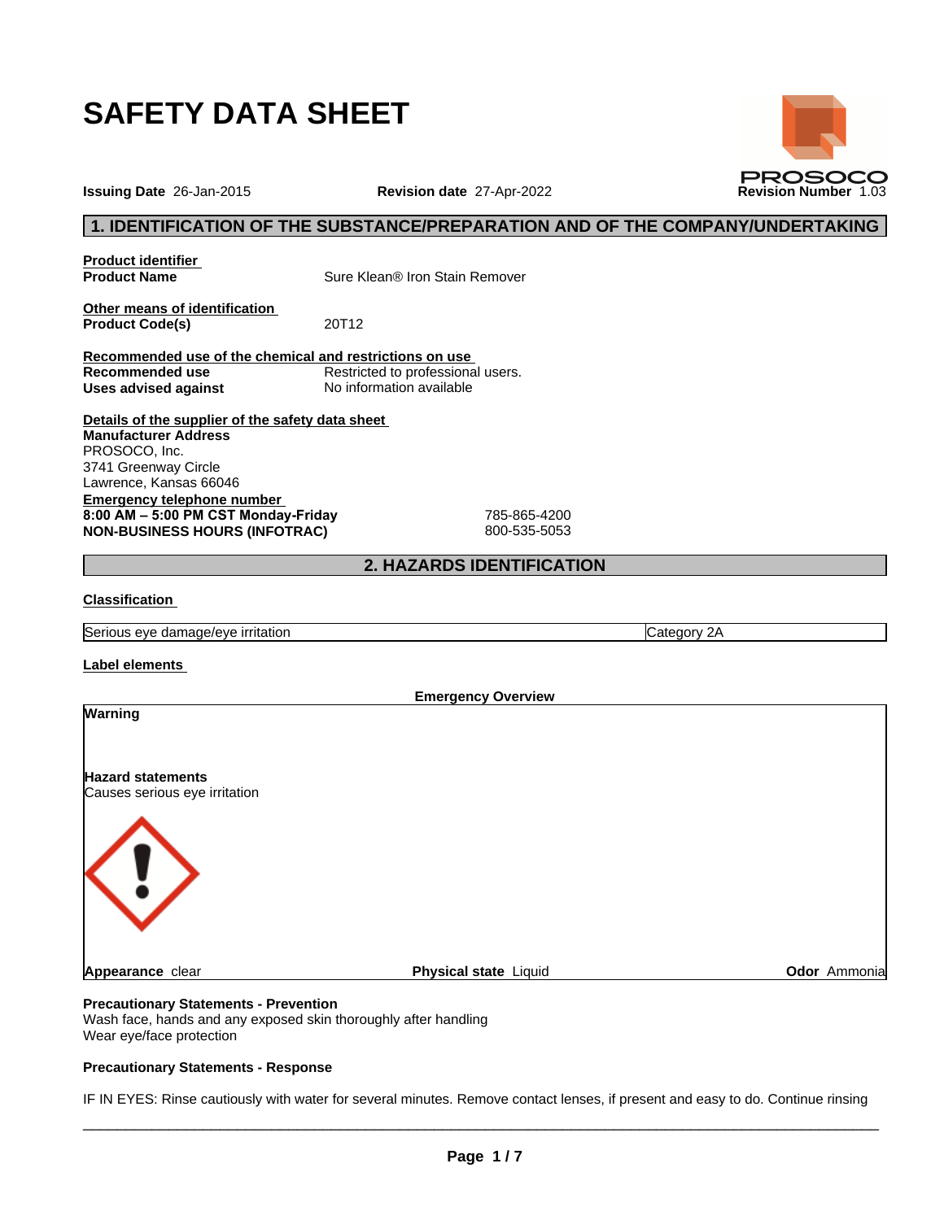# SAFETY DATA SHEET

**Issuing Date** 26-Jan-2015 **Revision date** 27-Apr-2022 **Revision Number** 1.03

## 1. IDENTIFICATION OF THE SUBSTANCE/PREPARATION AND OF THE COMPANY/UNDERTAKING

**Product identifier**

**Product Name** Sure Klean® Iron Stain Remover

**Other means of identification**

**Product Code(s)** 20T12

**Recommended use of the chemical and restrictions on use**

**Recommended use** Restricted to professional users.

**Uses advised against** No information available

**Details of the supplier of the safety data sheet**

**Manufacturer Address**
PROSOCO, Inc.
3741 Greenway Circle
Lawrence, Kansas 66046

**Emergency telephone number**

**8:00 AM – 5:00 PM CST Monday-Friday** 785-865-4200

**NON-BUSINESS HOURS (INFOTRAC)** 800-535-5053

## 2. HAZARDS IDENTIFICATION

**Classification**

| Serious eye damage/eye irritation | Category 2A |
|---|---|

**Label elements**

**Emergency Overview**

**Warning**

**Hazard statements**
Causes serious eye irritation

**Appearance** clear **Physical state** Liquid **Odor** Ammonia

**Precautionary Statements - Prevention**
Wash face, hands and any exposed skin thoroughly after handling
Wear eye/face protection

**Precautionary Statements - Response**

IF IN EYES: Rinse cautiously with water for several minutes. Remove contact lenses, if present and easy to do. Continue rinsing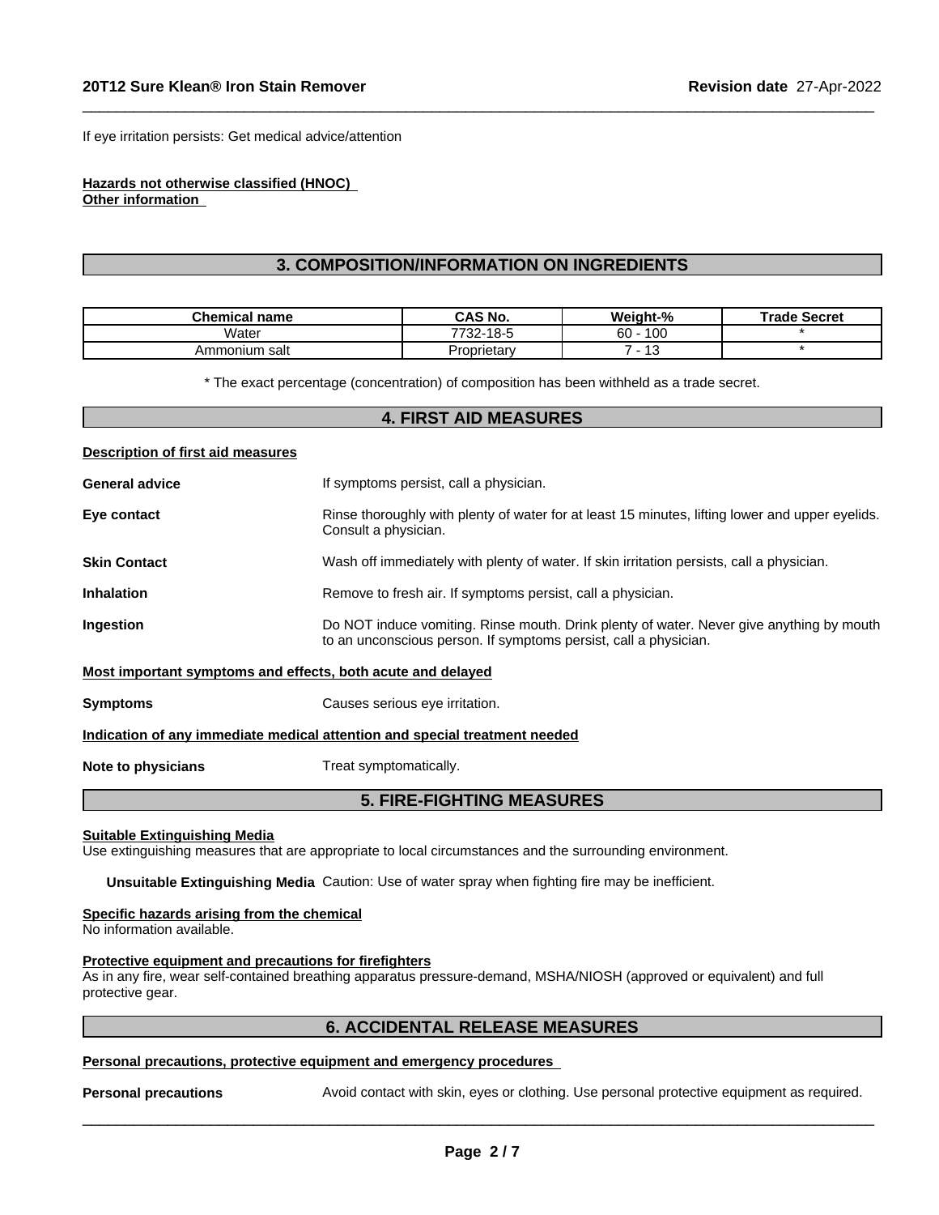If eye irritation persists: Get medical advice/attention

**Hazards not otherwise classified (HNOC)**
**Other information**

## 3. COMPOSITION/INFORMATION ON INGREDIENTS

| Chemical name | CAS No. | Weight-% | Trade Secret |
| --- | --- | --- | --- |
| Water | 7732-18-5 | 60 - 100 | * |
| Ammonium salt | Proprietary | 7 - 13 | * |

* The exact percentage (concentration) of composition has been withheld as a trade secret.

## 4. FIRST AID MEASURES

**Description of first aid measures**

**General advice** If symptoms persist, call a physician.

**Eye contact** Rinse thoroughly with plenty of water for at least 15 minutes, lifting lower and upper eyelids. Consult a physician.

**Skin Contact** Wash off immediately with plenty of water. If skin irritation persists, call a physician.

**Inhalation** Remove to fresh air. If symptoms persist, call a physician.

**Ingestion** Do NOT induce vomiting. Rinse mouth. Drink plenty of water. Never give anything by mouth to an unconscious person. If symptoms persist, call a physician.

**Most important symptoms and effects, both acute and delayed**

**Symptoms** Causes serious eye irritation.

**Indication of any immediate medical attention and special treatment needed**

**Note to physicians** Treat symptomatically.

## 5. FIRE-FIGHTING MEASURES

**Suitable Extinguishing Media**
Use extinguishing measures that are appropriate to local circumstances and the surrounding environment.

**Unsuitable Extinguishing Media** Caution: Use of water spray when fighting fire may be inefficient.

**Specific hazards arising from the chemical**
No information available.

**Protective equipment and precautions for firefighters**
As in any fire, wear self-contained breathing apparatus pressure-demand, MSHA/NIOSH (approved or equivalent) and full protective gear.

## 6. ACCIDENTAL RELEASE MEASURES

**Personal precautions, protective equipment and emergency procedures**

**Personal precautions** Avoid contact with skin, eyes or clothing. Use personal protective equipment as required.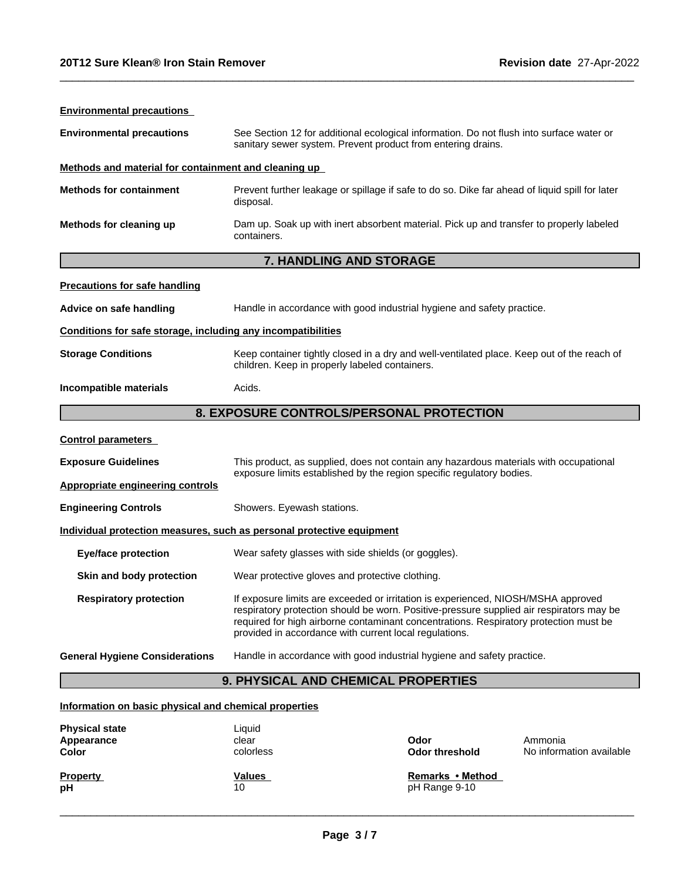**Environmental precautions**

| | |
|---|---|
| **Environmental precautions** | See Section 12 for additional ecological information. Do not flush into surface water or sanitary sewer system. Prevent product from entering drains. |

**Methods and material for containment and cleaning up**

| | |
|---|---|
| **Methods for containment** | Prevent further leakage or spillage if safe to do so. Dike far ahead of liquid spill for later disposal. |
| **Methods for cleaning up** | Dam up. Soak up with inert absorbent material. Pick up and transfer to properly labeled containers. |

## 7. HANDLING AND STORAGE

**Precautions for safe handling**

| | |
|---|---|
| **Advice on safe handling** | Handle in accordance with good industrial hygiene and safety practice. |

**Conditions for safe storage, including any incompatibilities**

| | |
|---|---|
| **Storage Conditions** | Keep container tightly closed in a dry and well-ventilated place. Keep out of the reach of children. Keep in properly labeled containers. |
| **Incompatible materials** | Acids. |

## 8. EXPOSURE CONTROLS/PERSONAL PROTECTION

**Control parameters**

| | |
|---|---|
| **Exposure Guidelines** | This product, as supplied, does not contain any hazardous materials with occupational exposure limits established by the region specific regulatory bodies. |

**Appropriate engineering controls**

| | |
|---|---|
| **Engineering Controls** | Showers. Eyewash stations. |

**Individual protection measures, such as personal protective equipment**

| | |
|---|---|
| **Eye/face protection** | Wear safety glasses with side shields (or goggles). |
| **Skin and body protection** | Wear protective gloves and protective clothing. |
| **Respiratory protection** | If exposure limits are exceeded or irritation is experienced, NIOSH/MSHA approved respiratory protection should be worn. Positive-pressure supplied air respirators may be required for high airborne contaminant concentrations. Respiratory protection must be provided in accordance with current local regulations. |
| **General Hygiene Considerations** | Handle in accordance with good industrial hygiene and safety practice. |

## 9. PHYSICAL AND CHEMICAL PROPERTIES

**Information on basic physical and chemical properties**

| | | | |
|---|---|---|---|
| **Physical state** | Liquid | | |
| **Appearance** | clear | **Odor** | Ammonia |
| **Color** | colorless | **Odor threshold** | No information available |

| **Property** | **Values** | **Remarks • Method** |
|---|---|---|
| **pH** | 10 | pH Range 9-10 |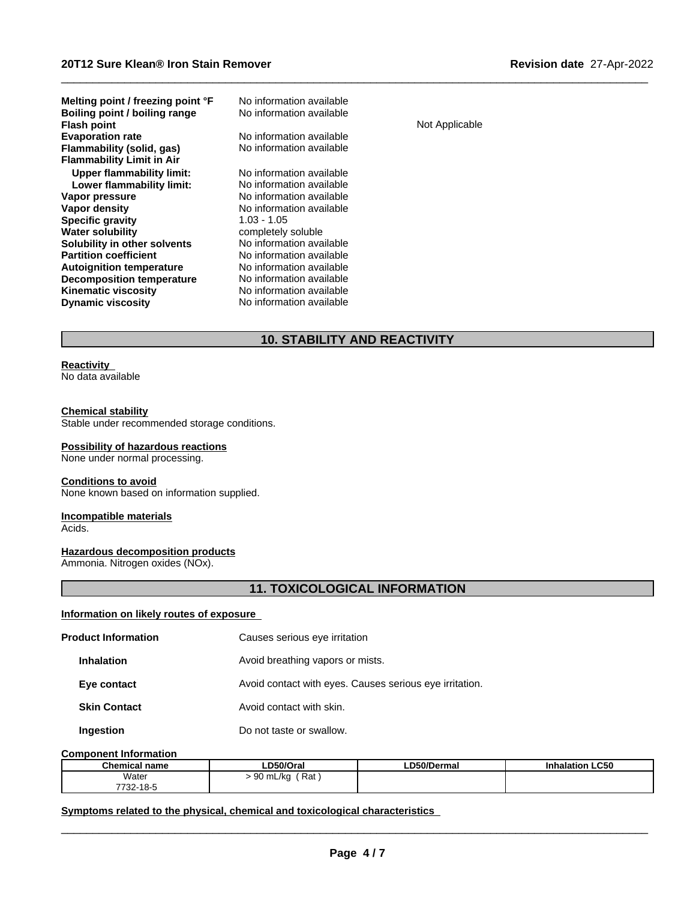| | | |
|---|---|---|
| **Melting point / freezing point °F** | No information available | |
| **Boiling point / boiling range** | No information available | |
| **Flash point** | | Not Applicable |
| **Evaporation rate** | No information available | |
| **Flammability (solid, gas)** | No information available | |
| **Flammability Limit in Air** | | |
| **Upper flammability limit:** | No information available | |
| **Lower flammability limit:** | No information available | |
| **Vapor pressure** | No information available | |
| **Vapor density** | No information available | |
| **Specific gravity** | 1.03 - 1.05 | |
| **Water solubility** | completely soluble | |
| **Solubility in other solvents** | No information available | |
| **Partition coefficient** | No information available | |
| **Autoignition temperature** | No information available | |
| **Decomposition temperature** | No information available | |
| **Kinematic viscosity** | No information available | |
| **Dynamic viscosity** | No information available | |

## 10. STABILITY AND REACTIVITY

**Reactivity**
No data available

**Chemical stability**
Stable under recommended storage conditions.

**Possibility of hazardous reactions**
None under normal processing.

**Conditions to avoid**
None known based on information supplied.

**Incompatible materials**
Acids.

**Hazardous decomposition products**
Ammonia. Nitrogen oxides (NOx).

## 11. TOXICOLOGICAL INFORMATION

**Information on likely routes of exposure**

**Product Information** — Causes serious eye irritation

**Inhalation** — Avoid breathing vapors or mists.

**Eye contact** — Avoid contact with eyes. Causes serious eye irritation.

**Skin Contact** — Avoid contact with skin.

**Ingestion** — Do not taste or swallow.

**Component Information**

| Chemical name | LD50/Oral | LD50/Dermal | Inhalation LC50 |
|---|---|---|---|
| Water 7732-18-5 | > 90 mL/kg ( Rat ) | | |

**Symptoms related to the physical, chemical and toxicological characteristics**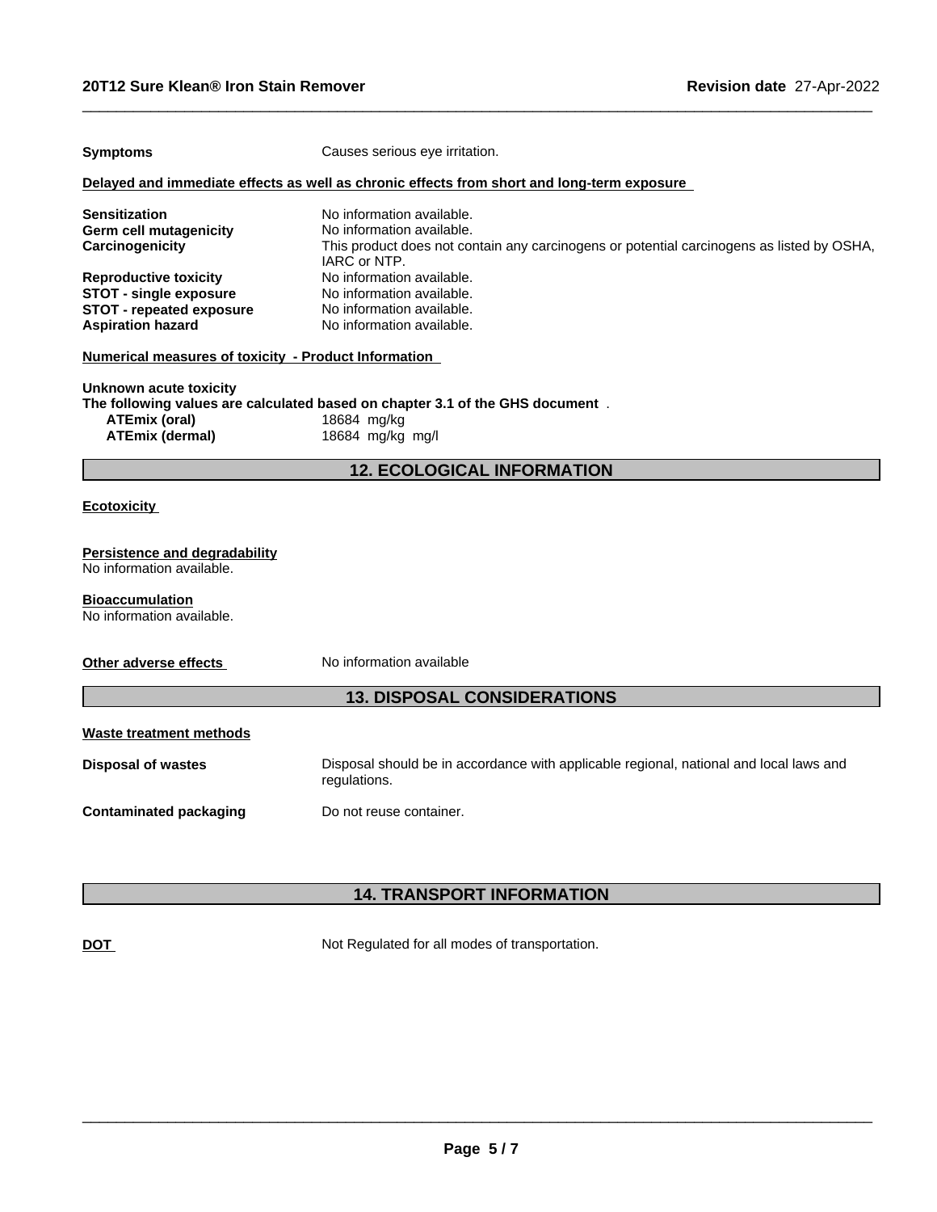**Symptoms** Causes serious eye irritation.

**Delayed and immediate effects as well as chronic effects from short and long-term exposure**

| | |
|---|---|
| **Sensitization** | No information available. |
| **Germ cell mutagenicity** | No information available. |
| **Carcinogenicity** | This product does not contain any carcinogens or potential carcinogens as listed by OSHA, IARC or NTP. |
| **Reproductive toxicity** | No information available. |
| **STOT - single exposure** | No information available. |
| **STOT - repeated exposure** | No information available. |
| **Aspiration hazard** | No information available. |

**Numerical measures of toxicity - Product Information**

**Unknown acute toxicity**
**The following values are calculated based on chapter 3.1 of the GHS document** .

| | |
|---|---|
| **ATEmix (oral)** | 18684 mg/kg |
| **ATEmix (dermal)** | 18684 mg/kg mg/l |

## 12. ECOLOGICAL INFORMATION

**Ecotoxicity**

**Persistence and degradability**
No information available.

**Bioaccumulation**
No information available.

**Other adverse effects** No information available

## 13. DISPOSAL CONSIDERATIONS

**Waste treatment methods**

| | |
|---|---|
| **Disposal of wastes** | Disposal should be in accordance with applicable regional, national and local laws and regulations. |
| **Contaminated packaging** | Do not reuse container. |

## 14. TRANSPORT INFORMATION

**DOT** Not Regulated for all modes of transportation.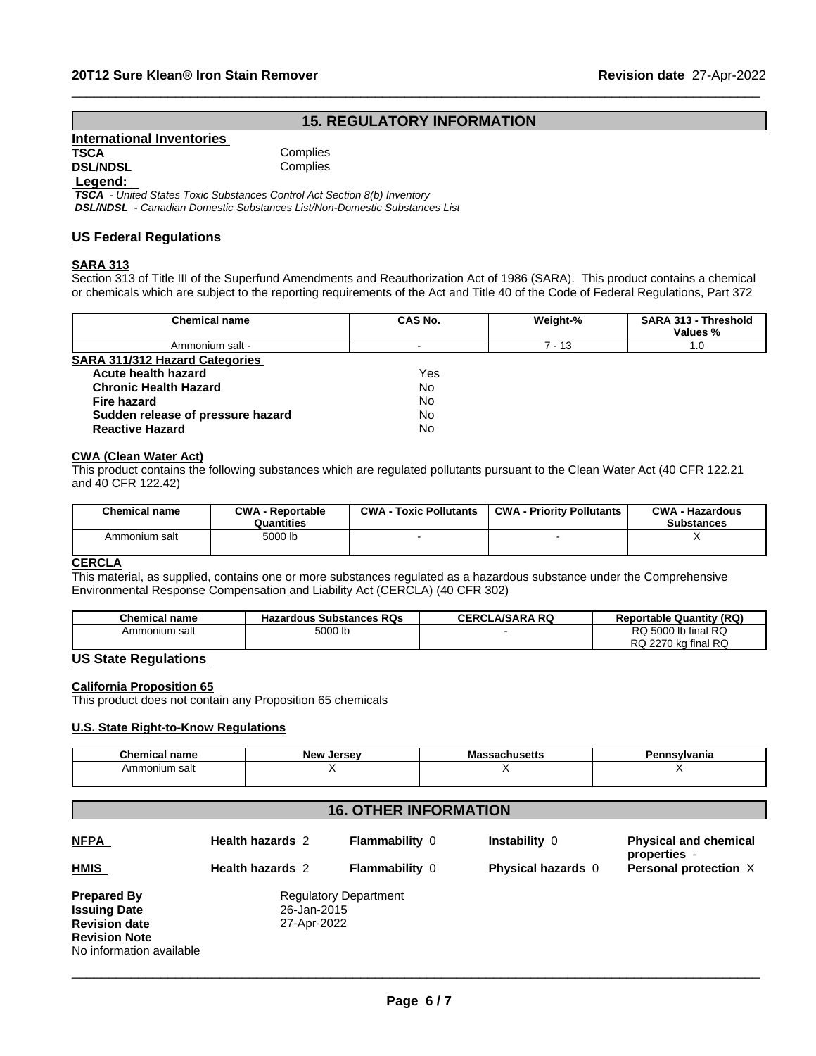## 15. REGULATORY INFORMATION

### International Inventories

**TSCA** Complies
**DSL/NDSL** Complies

**Legend:**
*TSCA - United States Toxic Substances Control Act Section 8(b) Inventory*
*DSL/NDSL - Canadian Domestic Substances List/Non-Domestic Substances List*

### US Federal Regulations

**SARA 313**
Section 313 of Title III of the Superfund Amendments and Reauthorization Act of 1986 (SARA). This product contains a chemical or chemicals which are subject to the reporting requirements of the Act and Title 40 of the Code of Federal Regulations, Part 372

| Chemical name | CAS No. | Weight-% | SARA 313 - Threshold Values % |
|---|---|---|---|
| Ammonium salt - | - | 7 - 13 | 1.0 |

**SARA 311/312 Hazard Categories**

| | |
|---|---|
| **Acute health hazard** | Yes |
| **Chronic Health Hazard** | No |
| **Fire hazard** | No |
| **Sudden release of pressure hazard** | No |
| **Reactive Hazard** | No |

**CWA (Clean Water Act)**
This product contains the following substances which are regulated pollutants pursuant to the Clean Water Act (40 CFR 122.21 and 40 CFR 122.42)

| Chemical name | CWA - Reportable Quantities | CWA - Toxic Pollutants | CWA - Priority Pollutants | CWA - Hazardous Substances |
|---|---|---|---|---|
| Ammonium salt | 5000 lb | - | - | X |

**CERCLA**
This material, as supplied, contains one or more substances regulated as a hazardous substance under the Comprehensive Environmental Response Compensation and Liability Act (CERCLA) (40 CFR 302)

| Chemical name | Hazardous Substances RQs | CERCLA/SARA RQ | Reportable Quantity (RQ) |
|---|---|---|---|
| Ammonium salt | 5000 lb | - | RQ 5000 lb final RQ<br>RQ 2270 kg final RQ |

### US State Regulations

**California Proposition 65**
This product does not contain any Proposition 65 chemicals

**U.S. State Right-to-Know Regulations**

| Chemical name | New Jersey | Massachusetts | Pennsylvania |
|---|---|---|---|
| Ammonium salt | X | X | X |

## 16. OTHER INFORMATION

| | | | | |
|---|---|---|---|---|
| **NFPA** | **Health hazards** 2 | **Flammability** 0 | **Instability** 0 | **Physical and chemical properties** - |
| **HMIS** | **Health hazards** 2 | **Flammability** 0 | **Physical hazards** 0 | **Personal protection** X |

**Prepared By** Regulatory Department
**Issuing Date** 26-Jan-2015
**Revision date** 27-Apr-2022
**Revision Note**
No information available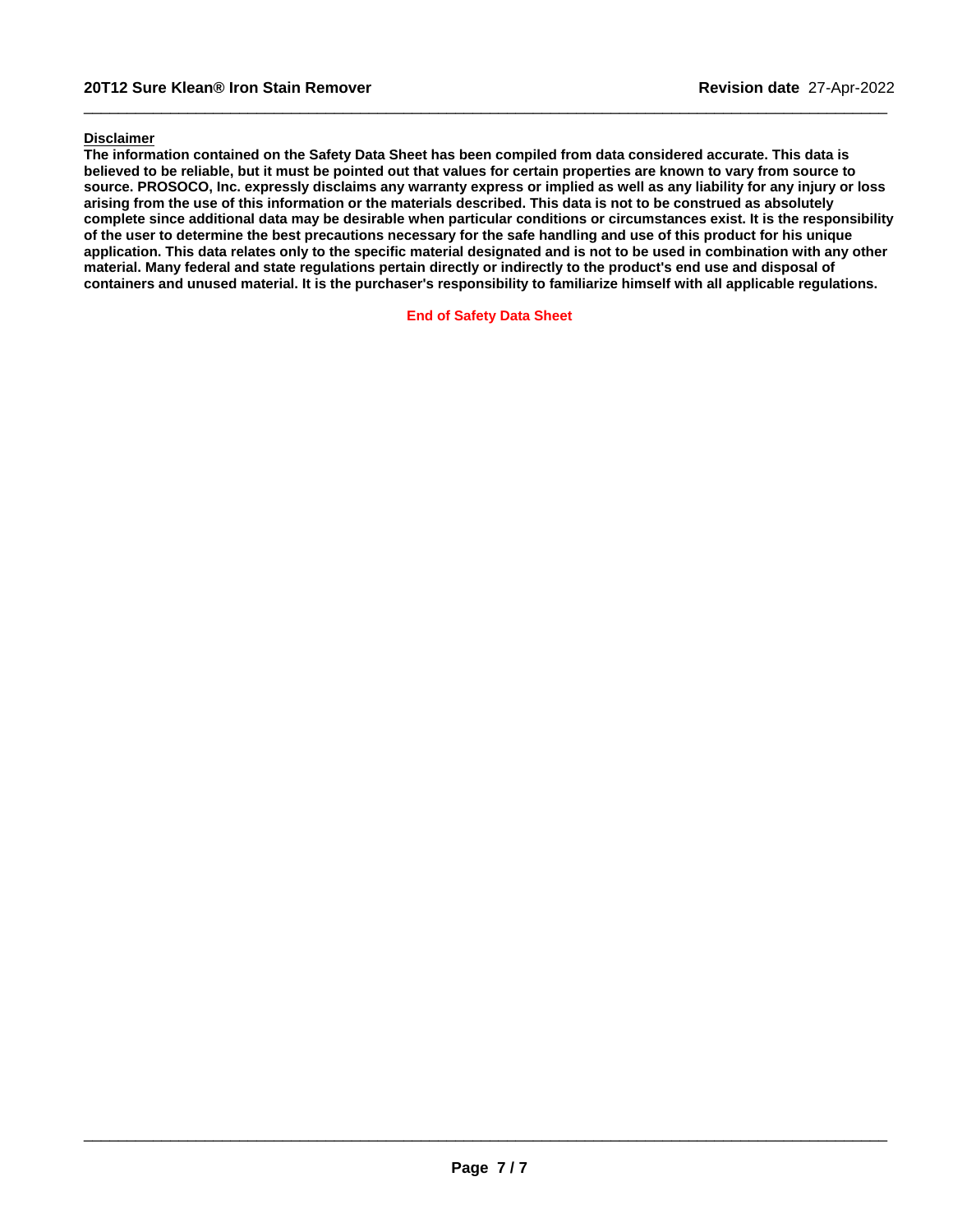**Disclaimer**

**The information contained on the Safety Data Sheet has been compiled from data considered accurate. This data is believed to be reliable, but it must be pointed out that values for certain properties are known to vary from source to source. PROSOCO, Inc. expressly disclaims any warranty express or implied as well as any liability for any injury or loss arising from the use of this information or the materials described. This data is not to be construed as absolutely complete since additional data may be desirable when particular conditions or circumstances exist. It is the responsibility of the user to determine the best precautions necessary for the safe handling and use of this product for his unique application. This data relates only to the specific material designated and is not to be used in combination with any other material. Many federal and state regulations pertain directly or indirectly to the product's end use and disposal of containers and unused material. It is the purchaser's responsibility to familiarize himself with all applicable regulations.**

**End of Safety Data Sheet**